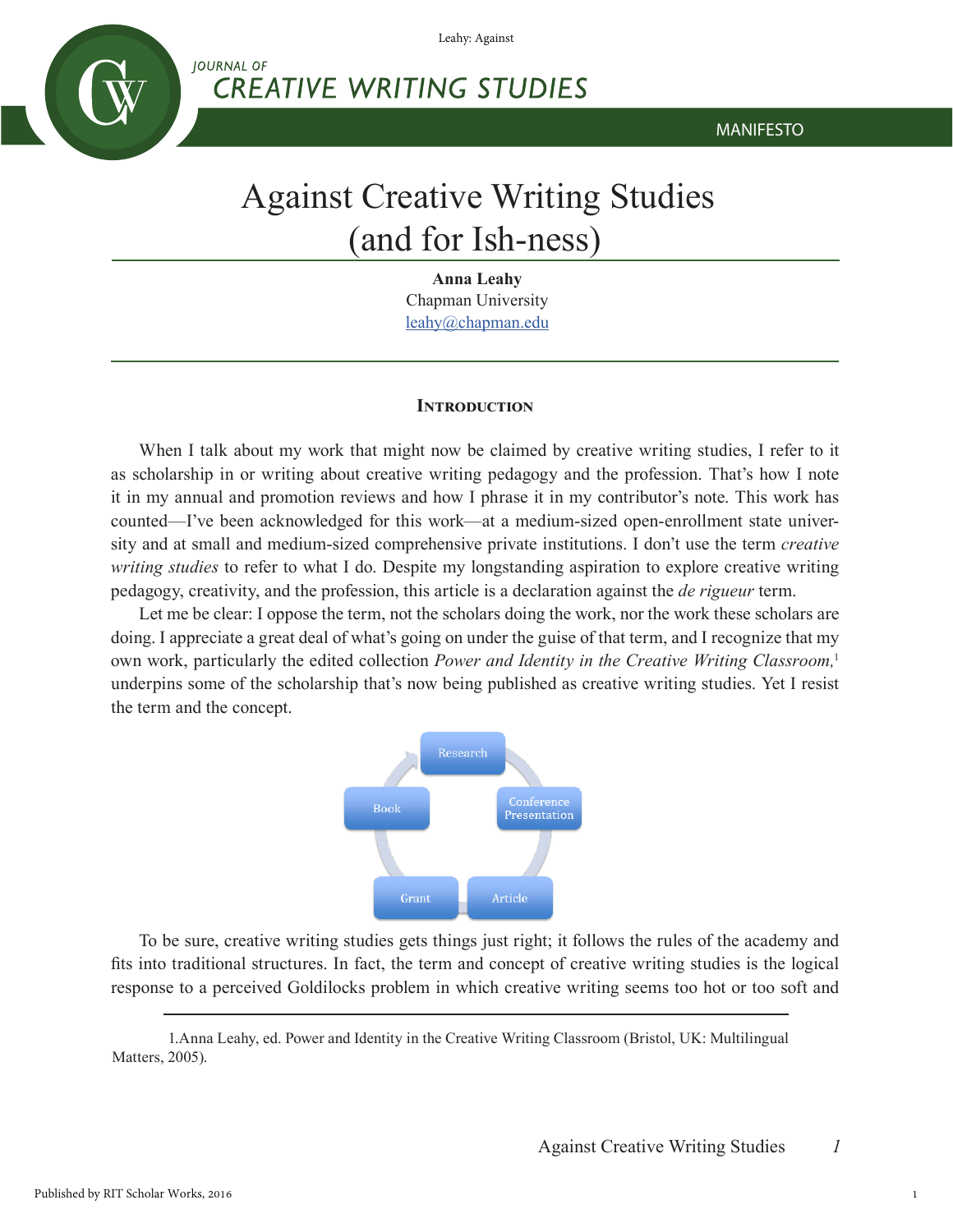MANIFESTO

# Against Creative Writing Studies (and for Ish-ness)

**Anna Leahy**
Chapman University
leahy@chapman.edu

## Introduction

When I talk about my work that might now be claimed by creative writing studies, I refer to it as scholarship in or writing about creative writing pedagogy and the profession. That's how I note it in my annual and promotion reviews and how I phrase it in my contributor's note. This work has counted—I've been acknowledged for this work—at a medium-sized open-enrollment state university and at small and medium-sized comprehensive private institutions. I don't use the term *creative writing studies* to refer to what I do. Despite my longstanding aspiration to explore creative writing pedagogy, creativity, and the profession, this article is a declaration against the *de rigueur* term.

Let me be clear: I oppose the term, not the scholars doing the work, nor the work these scholars are doing. I appreciate a great deal of what's going on under the guise of that term, and I recognize that my own work, particularly the edited collection *Power and Identity in the Creative Writing Classroom,*[1] underpins some of the scholarship that's now being published as creative writing studies. Yet I resist the term and the concept.

Research → Conference Presentation → Article → Grant → Book → Research

To be sure, creative writing studies gets things just right; it follows the rules of the academy and fits into traditional structures. In fact, the term and concept of creative writing studies is the logical response to a perceived Goldilocks problem in which creative writing seems too hot or too soft and

1.Anna Leahy, ed. Power and Identity in the Creative Writing Classroom (Bristol, UK: Multilingual Matters, 2005).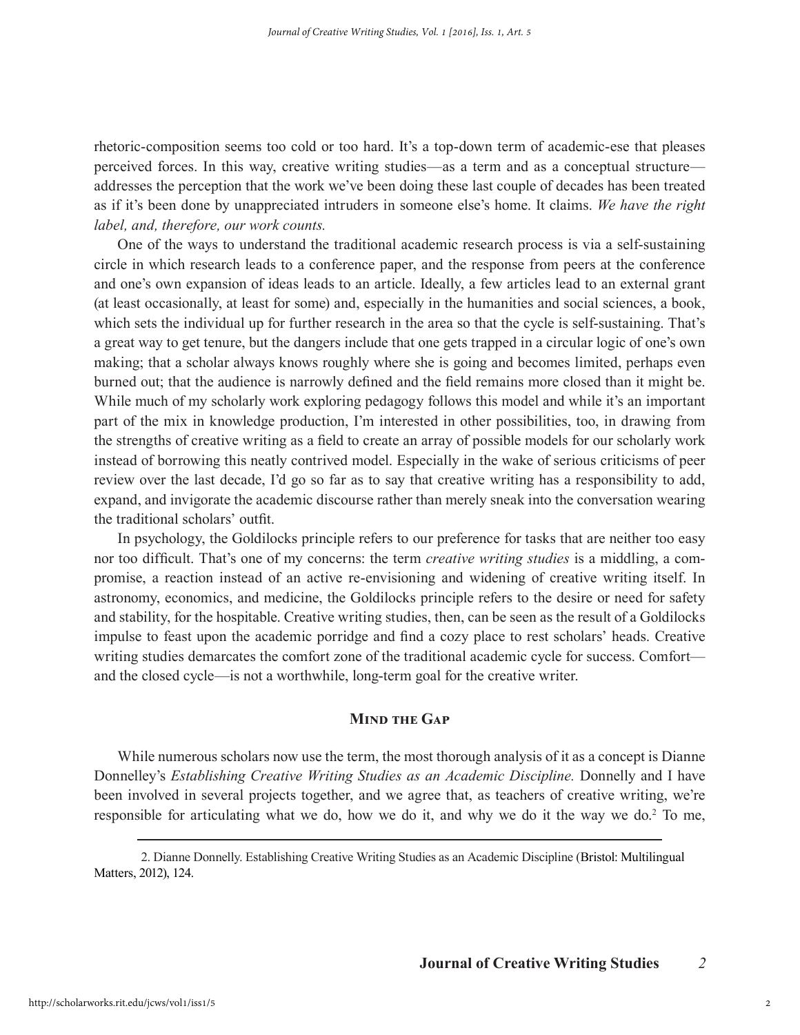rhetoric-composition seems too cold or too hard. It's a top-down term of academic-ese that pleases perceived forces. In this way, creative writing studies—as a term and as a conceptual structure—addresses the perception that the work we've been doing these last couple of decades has been treated as if it's been done by unappreciated intruders in someone else's home. It claims. *We have the right label, and, therefore, our work counts.*

One of the ways to understand the traditional academic research process is via a self-sustaining circle in which research leads to a conference paper, and the response from peers at the conference and one's own expansion of ideas leads to an article. Ideally, a few articles lead to an external grant (at least occasionally, at least for some) and, especially in the humanities and social sciences, a book, which sets the individual up for further research in the area so that the cycle is self-sustaining. That's a great way to get tenure, but the dangers include that one gets trapped in a circular logic of one's own making; that a scholar always knows roughly where she is going and becomes limited, perhaps even burned out; that the audience is narrowly defined and the field remains more closed than it might be. While much of my scholarly work exploring pedagogy follows this model and while it's an important part of the mix in knowledge production, I'm interested in other possibilities, too, in drawing from the strengths of creative writing as a field to create an array of possible models for our scholarly work instead of borrowing this neatly contrived model. Especially in the wake of serious criticisms of peer review over the last decade, I'd go so far as to say that creative writing has a responsibility to add, expand, and invigorate the academic discourse rather than merely sneak into the conversation wearing the traditional scholars' outfit.

In psychology, the Goldilocks principle refers to our preference for tasks that are neither too easy nor too difficult. That's one of my concerns: the term *creative writing studies* is a middling, a compromise, a reaction instead of an active re-envisioning and widening of creative writing itself. In astronomy, economics, and medicine, the Goldilocks principle refers to the desire or need for safety and stability, for the hospitable. Creative writing studies, then, can be seen as the result of a Goldilocks impulse to feast upon the academic porridge and find a cozy place to rest scholars' heads. Creative writing studies demarcates the comfort zone of the traditional academic cycle for success. Comfort—and the closed cycle—is not a worthwhile, long-term goal for the creative writer.

## Mind the Gap

While numerous scholars now use the term, the most thorough analysis of it as a concept is Dianne Donnelley's *Establishing Creative Writing Studies as an Academic Discipline.* Donnelly and I have been involved in several projects together, and we agree that, as teachers of creative writing, we're responsible for articulating what we do, how we do it, and why we do it the way we do.[2] To me,

2. Dianne Donnelly. Establishing Creative Writing Studies as an Academic Discipline (Bristol: Multilingual Matters, 2012), 124.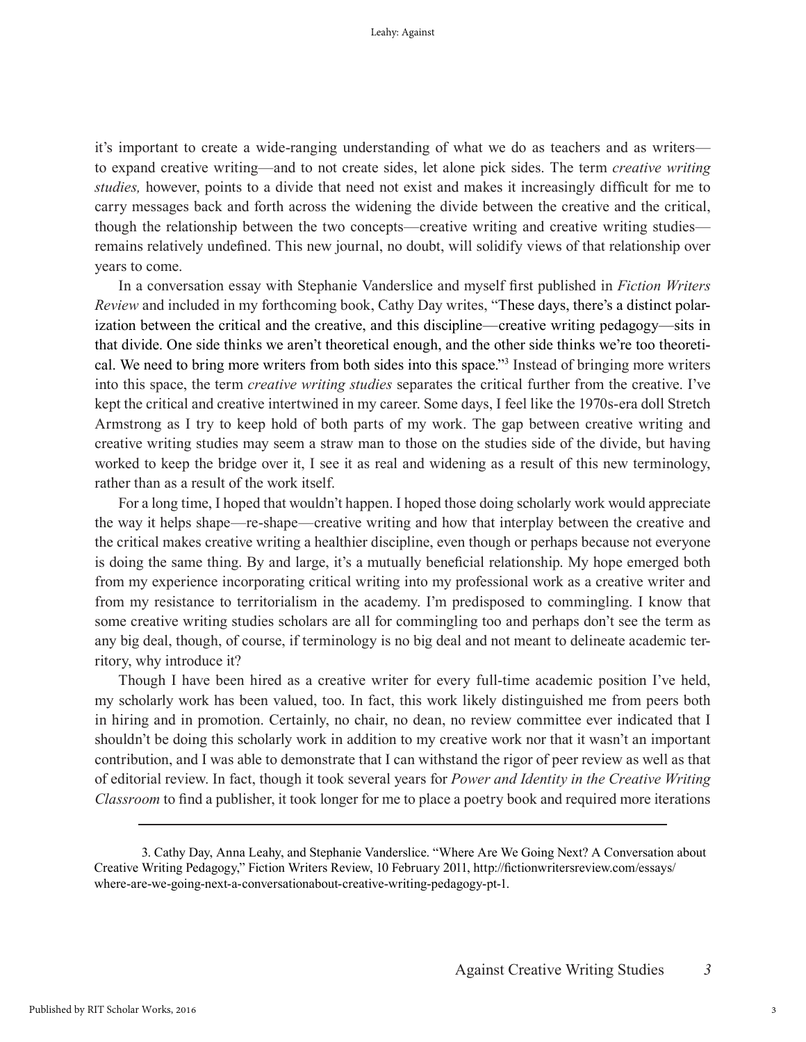it's important to create a wide-ranging understanding of what we do as teachers and as writers—to expand creative writing—and to not create sides, let alone pick sides. The term *creative writing studies,* however, points to a divide that need not exist and makes it increasingly difficult for me to carry messages back and forth across the widening the divide between the creative and the critical, though the relationship between the two concepts—creative writing and creative writing studies—remains relatively undefined. This new journal, no doubt, will solidify views of that relationship over years to come.

In a conversation essay with Stephanie Vanderslice and myself first published in *Fiction Writers Review* and included in my forthcoming book, Cathy Day writes, "These days, there's a distinct polarization between the critical and the creative, and this discipline—creative writing pedagogy—sits in that divide. One side thinks we aren't theoretical enough, and the other side thinks we're too theoretical. We need to bring more writers from both sides into this space."[3] Instead of bringing more writers into this space, the term *creative writing studies* separates the critical further from the creative. I've kept the critical and creative intertwined in my career. Some days, I feel like the 1970s-era doll Stretch Armstrong as I try to keep hold of both parts of my work. The gap between creative writing and creative writing studies may seem a straw man to those on the studies side of the divide, but having worked to keep the bridge over it, I see it as real and widening as a result of this new terminology, rather than as a result of the work itself.

For a long time, I hoped that wouldn't happen. I hoped those doing scholarly work would appreciate the way it helps shape—re-shape—creative writing and how that interplay between the creative and the critical makes creative writing a healthier discipline, even though or perhaps because not everyone is doing the same thing. By and large, it's a mutually beneficial relationship. My hope emerged both from my experience incorporating critical writing into my professional work as a creative writer and from my resistance to territorialism in the academy. I'm predisposed to commingling. I know that some creative writing studies scholars are all for commingling too and perhaps don't see the term as any big deal, though, of course, if terminology is no big deal and not meant to delineate academic territory, why introduce it?

Though I have been hired as a creative writer for every full-time academic position I've held, my scholarly work has been valued, too. In fact, this work likely distinguished me from peers both in hiring and in promotion. Certainly, no chair, no dean, no review committee ever indicated that I shouldn't be doing this scholarly work in addition to my creative work nor that it wasn't an important contribution, and I was able to demonstrate that I can withstand the rigor of peer review as well as that of editorial review. In fact, though it took several years for *Power and Identity in the Creative Writing Classroom* to find a publisher, it took longer for me to place a poetry book and required more iterations

---

3. Cathy Day, Anna Leahy, and Stephanie Vanderslice. "Where Are We Going Next? A Conversation about Creative Writing Pedagogy," Fiction Writers Review, 10 February 2011, http://fictionwritersreview.com/essays/where-are-we-going-next-a-conversationabout-creative-writing-pedagogy-pt-1.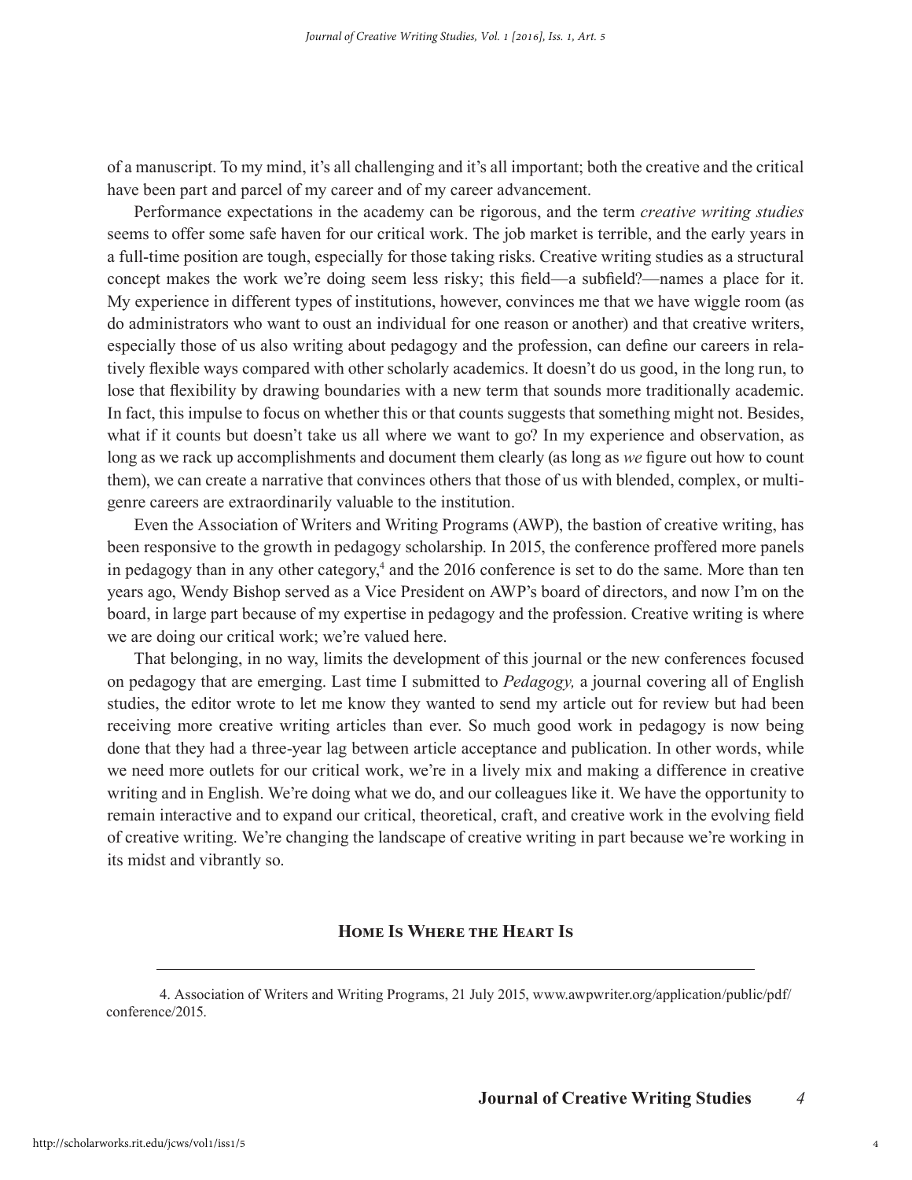of a manuscript. To my mind, it's all challenging and it's all important; both the creative and the critical have been part and parcel of my career and of my career advancement.

Performance expectations in the academy can be rigorous, and the term *creative writing studies* seems to offer some safe haven for our critical work. The job market is terrible, and the early years in a full-time position are tough, especially for those taking risks. Creative writing studies as a structural concept makes the work we're doing seem less risky; this field—a subfield?—names a place for it. My experience in different types of institutions, however, convinces me that we have wiggle room (as do administrators who want to oust an individual for one reason or another) and that creative writers, especially those of us also writing about pedagogy and the profession, can define our careers in relatively flexible ways compared with other scholarly academics. It doesn't do us good, in the long run, to lose that flexibility by drawing boundaries with a new term that sounds more traditionally academic. In fact, this impulse to focus on whether this or that counts suggests that something might not. Besides, what if it counts but doesn't take us all where we want to go? In my experience and observation, as long as we rack up accomplishments and document them clearly (as long as *we* figure out how to count them), we can create a narrative that convinces others that those of us with blended, complex, or multi-genre careers are extraordinarily valuable to the institution.

Even the Association of Writers and Writing Programs (AWP), the bastion of creative writing, has been responsive to the growth in pedagogy scholarship. In 2015, the conference proffered more panels in pedagogy than in any other category,[4] and the 2016 conference is set to do the same. More than ten years ago, Wendy Bishop served as a Vice President on AWP's board of directors, and now I'm on the board, in large part because of my expertise in pedagogy and the profession. Creative writing is where we are doing our critical work; we're valued here.

That belonging, in no way, limits the development of this journal or the new conferences focused on pedagogy that are emerging. Last time I submitted to *Pedagogy,* a journal covering all of English studies, the editor wrote to let me know they wanted to send my article out for review but had been receiving more creative writing articles than ever. So much good work in pedagogy is now being done that they had a three-year lag between article acceptance and publication. In other words, while we need more outlets for our critical work, we're in a lively mix and making a difference in creative writing and in English. We're doing what we do, and our colleagues like it. We have the opportunity to remain interactive and to expand our critical, theoretical, craft, and creative work in the evolving field of creative writing. We're changing the landscape of creative writing in part because we're working in its midst and vibrantly so.

## Home Is Where the Heart Is

---

4. Association of Writers and Writing Programs, 21 July 2015, www.awpwriter.org/application/public/pdf/conference/2015.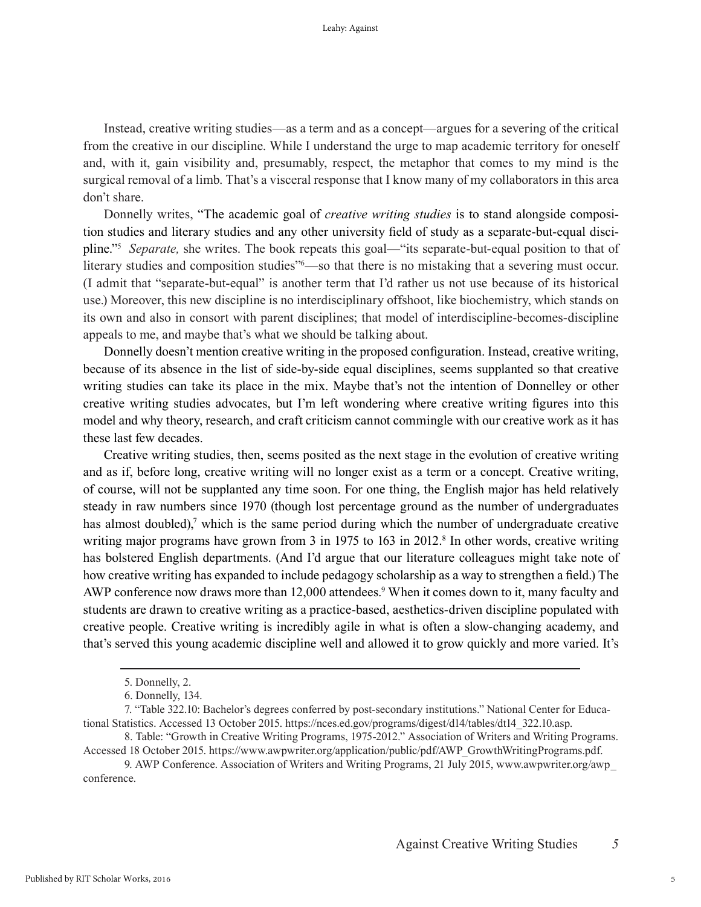Instead, creative writing studies—as a term and as a concept—argues for a severing of the critical from the creative in our discipline. While I understand the urge to map academic territory for oneself and, with it, gain visibility and, presumably, respect, the metaphor that comes to my mind is the surgical removal of a limb. That's a visceral response that I know many of my collaborators in this area don't share.

Donnelly writes, "The academic goal of *creative writing studies* is to stand alongside composition studies and literary studies and any other university field of study as a separate-but-equal discipline."[5] *Separate,* she writes. The book repeats this goal—"its separate-but-equal position to that of literary studies and composition studies"[6]—so that there is no mistaking that a severing must occur. (I admit that "separate-but-equal" is another term that I'd rather us not use because of its historical use.) Moreover, this new discipline is no interdisciplinary offshoot, like biochemistry, which stands on its own and also in consort with parent disciplines; that model of interdiscipline-becomes-discipline appeals to me, and maybe that's what we should be talking about.

Donnelly doesn't mention creative writing in the proposed configuration. Instead, creative writing, because of its absence in the list of side-by-side equal disciplines, seems supplanted so that creative writing studies can take its place in the mix. Maybe that's not the intention of Donnelley or other creative writing studies advocates, but I'm left wondering where creative writing figures into this model and why theory, research, and craft criticism cannot commingle with our creative work as it has these last few decades.

Creative writing studies, then, seems posited as the next stage in the evolution of creative writing and as if, before long, creative writing will no longer exist as a term or a concept. Creative writing, of course, will not be supplanted any time soon. For one thing, the English major has held relatively steady in raw numbers since 1970 (though lost percentage ground as the number of undergraduates has almost doubled),[7] which is the same period during which the number of undergraduate creative writing major programs have grown from 3 in 1975 to 163 in 2012.[8] In other words, creative writing has bolstered English departments. (And I'd argue that our literature colleagues might take note of how creative writing has expanded to include pedagogy scholarship as a way to strengthen a field.) The AWP conference now draws more than 12,000 attendees.[9] When it comes down to it, many faculty and students are drawn to creative writing as a practice-based, aesthetics-driven discipline populated with creative people. Creative writing is incredibly agile in what is often a slow-changing academy, and that's served this young academic discipline well and allowed it to grow quickly and more varied. It's

---

5. Donnelly, 2.

6. Donnelly, 134.

7. "Table 322.10: Bachelor's degrees conferred by post-secondary institutions." National Center for Educational Statistics. Accessed 13 October 2015. https://nces.ed.gov/programs/digest/d14/tables/dt14_322.10.asp.

8. Table: "Growth in Creative Writing Programs, 1975-2012." Association of Writers and Writing Programs. Accessed 18 October 2015. https://www.awpwriter.org/application/public/pdf/AWP_GrowthWritingPrograms.pdf.

9. AWP Conference. Association of Writers and Writing Programs, 21 July 2015, www.awpwriter.org/awp_conference.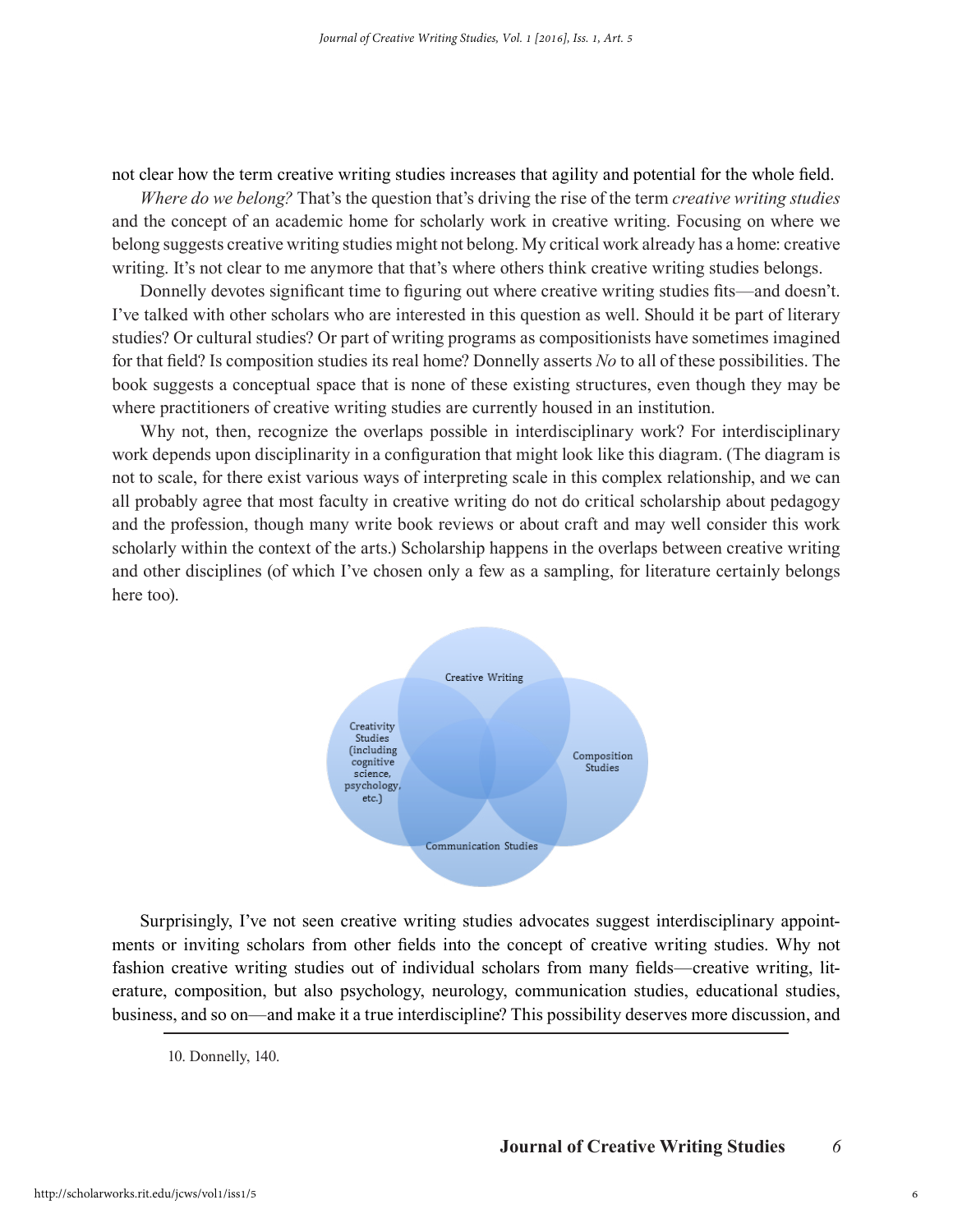not clear how the term creative writing studies increases that agility and potential for the whole field.

*Where do we belong?* That's the question that's driving the rise of the term *creative writing studies* and the concept of an academic home for scholarly work in creative writing. Focusing on where we belong suggests creative writing studies might not belong. My critical work already has a home: creative writing. It's not clear to me anymore that that's where others think creative writing studies belongs.

Donnelly devotes significant time to figuring out where creative writing studies fits—and doesn't. I've talked with other scholars who are interested in this question as well. Should it be part of literary studies? Or cultural studies? Or part of writing programs as compositionists have sometimes imagined for that field? Is composition studies its real home? Donnelly asserts *No* to all of these possibilities. The book suggests a conceptual space that is none of these existing structures, even though they may be where practitioners of creative writing studies are currently housed in an institution.

Why not, then, recognize the overlaps possible in interdisciplinary work? For interdisciplinary work depends upon disciplinarity in a configuration that might look like this diagram. (The diagram is not to scale, for there exist various ways of interpreting scale in this complex relationship, and we can all probably agree that most faculty in creative writing do not do critical scholarship about pedagogy and the profession, though many write book reviews or about craft and may well consider this work scholarly within the context of the arts.) Scholarship happens in the overlaps between creative writing and other disciplines (of which I've chosen only a few as a sampling, for literature certainly belongs here too).

Creative Writing

Creativity Studies (including cognitive science, psychology, etc.)

Composition Studies

Communication Studies

Surprisingly, I've not seen creative writing studies advocates suggest interdisciplinary appointments or inviting scholars from other fields into the concept of creative writing studies. Why not fashion creative writing studies out of individual scholars from many fields—creative writing, literature, composition, but also psychology, neurology, communication studies, educational studies, business, and so on—and make it a true interdiscipline? This possibility deserves more discussion, and

10. Donnelly, 140.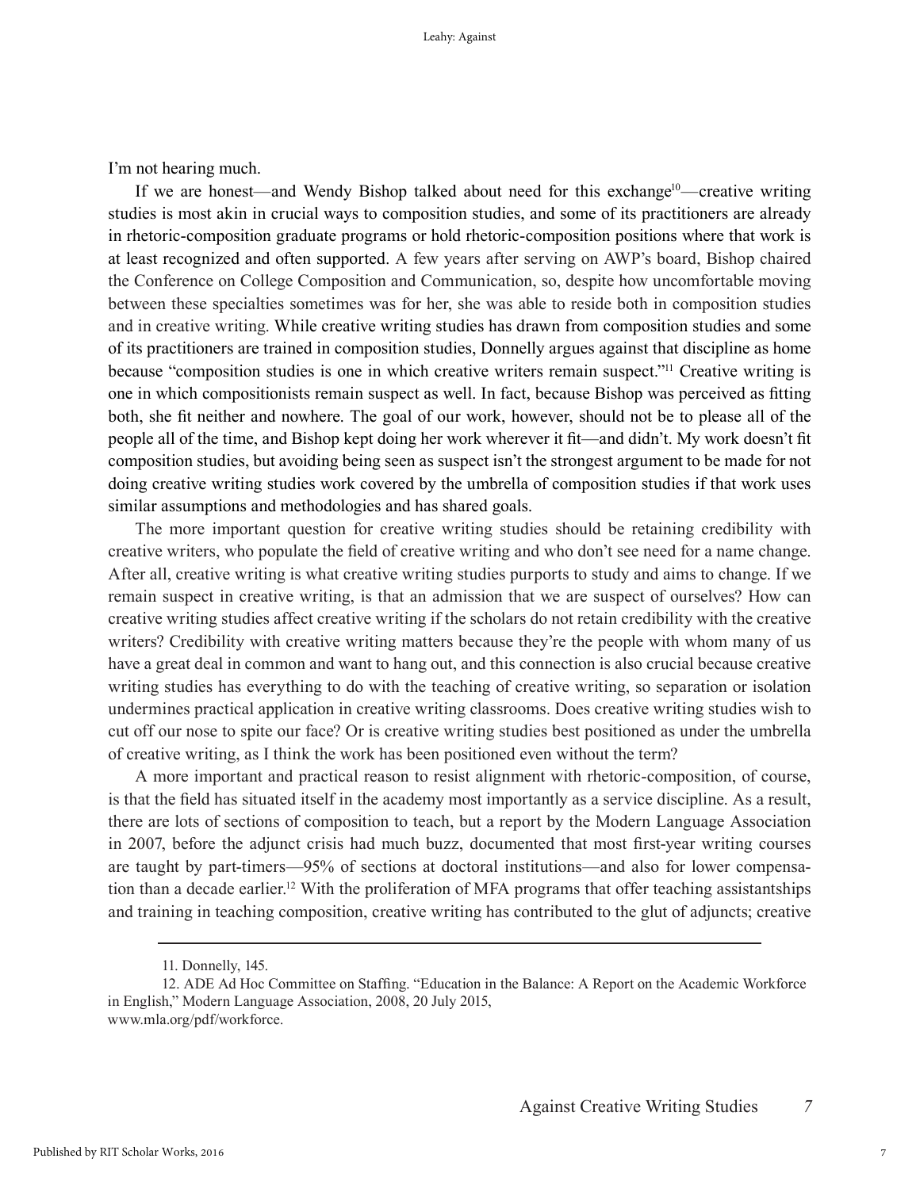I'm not hearing much.

If we are honest—and Wendy Bishop talked about need for this exchange[10]—creative writing studies is most akin in crucial ways to composition studies, and some of its practitioners are already in rhetoric-composition graduate programs or hold rhetoric-composition positions where that work is at least recognized and often supported. A few years after serving on AWP's board, Bishop chaired the Conference on College Composition and Communication, so, despite how uncomfortable moving between these specialties sometimes was for her, she was able to reside both in composition studies and in creative writing. While creative writing studies has drawn from composition studies and some of its practitioners are trained in composition studies, Donnelly argues against that discipline as home because "composition studies is one in which creative writers remain suspect."[11] Creative writing is one in which compositionists remain suspect as well. In fact, because Bishop was perceived as fitting both, she fit neither and nowhere. The goal of our work, however, should not be to please all of the people all of the time, and Bishop kept doing her work wherever it fit—and didn't. My work doesn't fit composition studies, but avoiding being seen as suspect isn't the strongest argument to be made for not doing creative writing studies work covered by the umbrella of composition studies if that work uses similar assumptions and methodologies and has shared goals.

The more important question for creative writing studies should be retaining credibility with creative writers, who populate the field of creative writing and who don't see need for a name change. After all, creative writing is what creative writing studies purports to study and aims to change. If we remain suspect in creative writing, is that an admission that we are suspect of ourselves? How can creative writing studies affect creative writing if the scholars do not retain credibility with the creative writers? Credibility with creative writing matters because they're the people with whom many of us have a great deal in common and want to hang out, and this connection is also crucial because creative writing studies has everything to do with the teaching of creative writing, so separation or isolation undermines practical application in creative writing classrooms. Does creative writing studies wish to cut off our nose to spite our face? Or is creative writing studies best positioned as under the umbrella of creative writing, as I think the work has been positioned even without the term?

A more important and practical reason to resist alignment with rhetoric-composition, of course, is that the field has situated itself in the academy most importantly as a service discipline. As a result, there are lots of sections of composition to teach, but a report by the Modern Language Association in 2007, before the adjunct crisis had much buzz, documented that most first-year writing courses are taught by part-timers—95% of sections at doctoral institutions—and also for lower compensation than a decade earlier.[12] With the proliferation of MFA programs that offer teaching assistantships and training in teaching composition, creative writing has contributed to the glut of adjuncts; creative

---

11. Donnelly, 145.

12. ADE Ad Hoc Committee on Staffing. "Education in the Balance: A Report on the Academic Workforce in English," Modern Language Association, 2008, 20 July 2015, www.mla.org/pdf/workforce.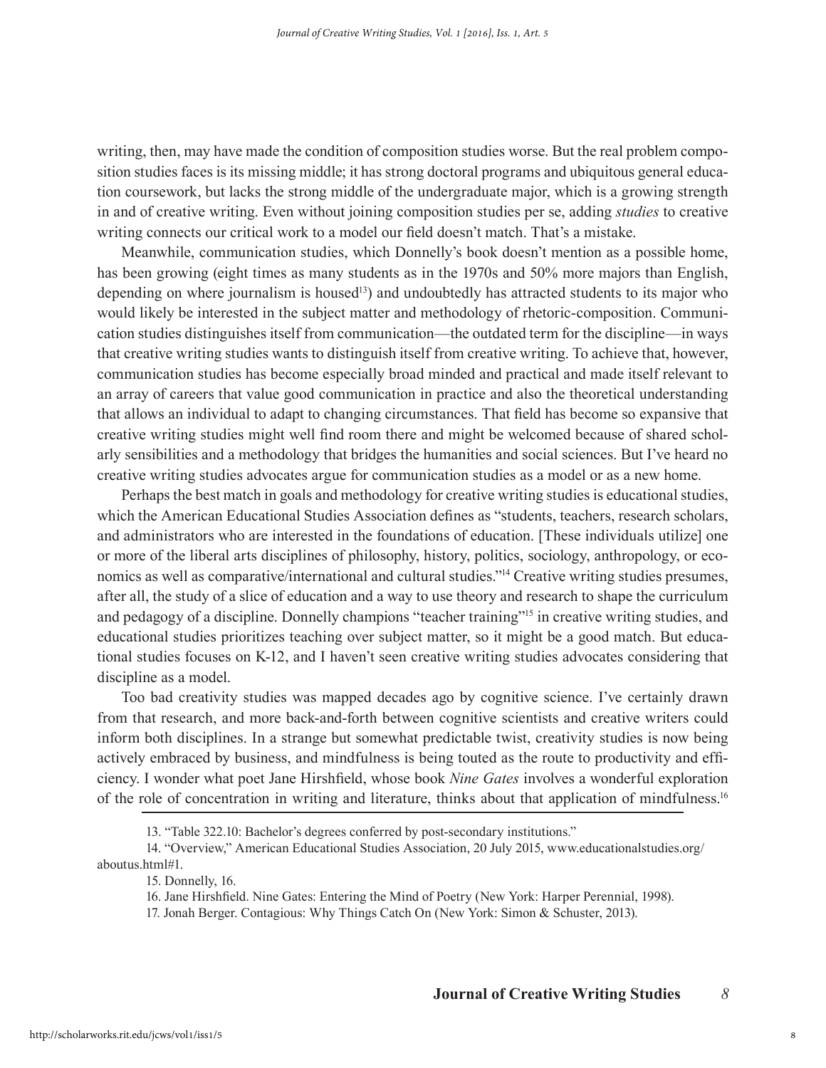writing, then, may have made the condition of composition studies worse. But the real problem composition studies faces is its missing middle; it has strong doctoral programs and ubiquitous general education coursework, but lacks the strong middle of the undergraduate major, which is a growing strength in and of creative writing. Even without joining composition studies per se, adding *studies* to creative writing connects our critical work to a model our field doesn't match. That's a mistake.

Meanwhile, communication studies, which Donnelly's book doesn't mention as a possible home, has been growing (eight times as many students as in the 1970s and 50% more majors than English, depending on where journalism is housed[13]) and undoubtedly has attracted students to its major who would likely be interested in the subject matter and methodology of rhetoric-composition. Communication studies distinguishes itself from communication—the outdated term for the discipline—in ways that creative writing studies wants to distinguish itself from creative writing. To achieve that, however, communication studies has become especially broad minded and practical and made itself relevant to an array of careers that value good communication in practice and also the theoretical understanding that allows an individual to adapt to changing circumstances. That field has become so expansive that creative writing studies might well find room there and might be welcomed because of shared scholarly sensibilities and a methodology that bridges the humanities and social sciences. But I've heard no creative writing studies advocates argue for communication studies as a model or as a new home.

Perhaps the best match in goals and methodology for creative writing studies is educational studies, which the American Educational Studies Association defines as "students, teachers, research scholars, and administrators who are interested in the foundations of education. [These individuals utilize] one or more of the liberal arts disciplines of philosophy, history, politics, sociology, anthropology, or economics as well as comparative/international and cultural studies."[14] Creative writing studies presumes, after all, the study of a slice of education and a way to use theory and research to shape the curriculum and pedagogy of a discipline. Donnelly champions "teacher training"[15] in creative writing studies, and educational studies prioritizes teaching over subject matter, so it might be a good match. But educational studies focuses on K-12, and I haven't seen creative writing studies advocates considering that discipline as a model.

Too bad creativity studies was mapped decades ago by cognitive science. I've certainly drawn from that research, and more back-and-forth between cognitive scientists and creative writers could inform both disciplines. In a strange but somewhat predictable twist, creativity studies is now being actively embraced by business, and mindfulness is being touted as the route to productivity and efficiency. I wonder what poet Jane Hirshfield, whose book *Nine Gates* involves a wonderful exploration of the role of concentration in writing and literature, thinks about that application of mindfulness.[16]

---

13. "Table 322.10: Bachelor's degrees conferred by post-secondary institutions."

14. "Overview," American Educational Studies Association, 20 July 2015, www.educationalstudies.org/aboutus.html#1.

15. Donnelly, 16.

16. Jane Hirshfield. Nine Gates: Entering the Mind of Poetry (New York: Harper Perennial, 1998).

17. Jonah Berger. Contagious: Why Things Catch On (New York: Simon & Schuster, 2013).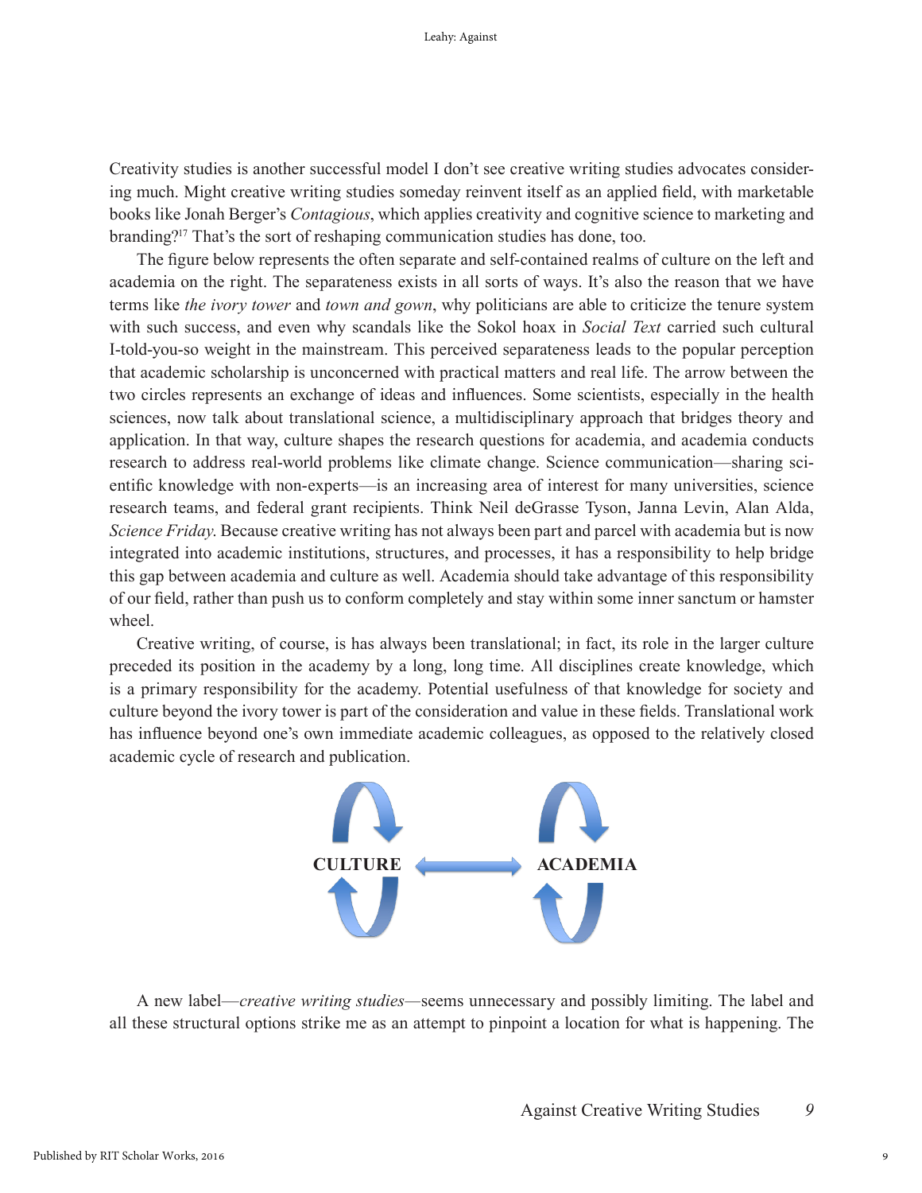Creativity studies is another successful model I don't see creative writing studies advocates considering much. Might creative writing studies someday reinvent itself as an applied field, with marketable books like Jonah Berger's *Contagious*, which applies creativity and cognitive science to marketing and branding?[17] That's the sort of reshaping communication studies has done, too.

The figure below represents the often separate and self-contained realms of culture on the left and academia on the right. The separateness exists in all sorts of ways. It's also the reason that we have terms like *the ivory tower* and *town and gown*, why politicians are able to criticize the tenure system with such success, and even why scandals like the Sokol hoax in *Social Text* carried such cultural I-told-you-so weight in the mainstream. This perceived separateness leads to the popular perception that academic scholarship is unconcerned with practical matters and real life. The arrow between the two circles represents an exchange of ideas and influences. Some scientists, especially in the health sciences, now talk about translational science, a multidisciplinary approach that bridges theory and application. In that way, culture shapes the research questions for academia, and academia conducts research to address real-world problems like climate change. Science communication—sharing scientific knowledge with non-experts—is an increasing area of interest for many universities, science research teams, and federal grant recipients. Think Neil deGrasse Tyson, Janna Levin, Alan Alda, *Science Friday*. Because creative writing has not always been part and parcel with academia but is now integrated into academic institutions, structures, and processes, it has a responsibility to help bridge this gap between academia and culture as well. Academia should take advantage of this responsibility of our field, rather than push us to conform completely and stay within some inner sanctum or hamster wheel.

Creative writing, of course, is has always been translational; in fact, its role in the larger culture preceded its position in the academy by a long, long time. All disciplines create knowledge, which is a primary responsibility for the academy. Potential usefulness of that knowledge for society and culture beyond the ivory tower is part of the consideration and value in these fields. Translational work has influence beyond one's own immediate academic colleagues, as opposed to the relatively closed academic cycle of research and publication.

**CULTURE** ⟷ **ACADEMIA**

A new label—*creative writing studies*—seems unnecessary and possibly limiting. The label and all these structural options strike me as an attempt to pinpoint a location for what is happening. The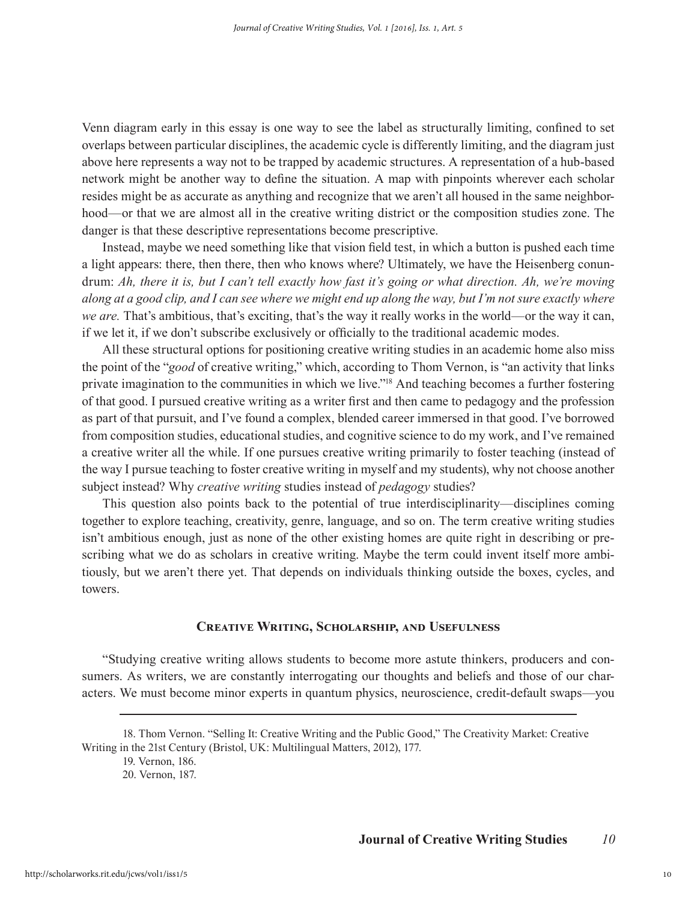Venn diagram early in this essay is one way to see the label as structurally limiting, confined to set overlaps between particular disciplines, the academic cycle is differently limiting, and the diagram just above here represents a way not to be trapped by academic structures. A representation of a hub-based network might be another way to define the situation. A map with pinpoints wherever each scholar resides might be as accurate as anything and recognize that we aren't all housed in the same neighborhood—or that we are almost all in the creative writing district or the composition studies zone. The danger is that these descriptive representations become prescriptive.

Instead, maybe we need something like that vision field test, in which a button is pushed each time a light appears: there, then there, then who knows where? Ultimately, we have the Heisenberg conundrum: *Ah, there it is, but I can't tell exactly how fast it's going or what direction. Ah, we're moving along at a good clip, and I can see where we might end up along the way, but I'm not sure exactly where we are.* That's ambitious, that's exciting, that's the way it really works in the world—or the way it can, if we let it, if we don't subscribe exclusively or officially to the traditional academic modes.

All these structural options for positioning creative writing studies in an academic home also miss the point of the "*good* of creative writing," which, according to Thom Vernon, is "an activity that links private imagination to the communities in which we live."[18] And teaching becomes a further fostering of that good. I pursued creative writing as a writer first and then came to pedagogy and the profession as part of that pursuit, and I've found a complex, blended career immersed in that good. I've borrowed from composition studies, educational studies, and cognitive science to do my work, and I've remained a creative writer all the while. If one pursues creative writing primarily to foster teaching (instead of the way I pursue teaching to foster creative writing in myself and my students), why not choose another subject instead? Why *creative writing* studies instead of *pedagogy* studies?

This question also points back to the potential of true interdisciplinarity—disciplines coming together to explore teaching, creativity, genre, language, and so on. The term creative writing studies isn't ambitious enough, just as none of the other existing homes are quite right in describing or prescribing what we do as scholars in creative writing. Maybe the term could invent itself more ambitiously, but we aren't there yet. That depends on individuals thinking outside the boxes, cycles, and towers.

## Creative Writing, Scholarship, and Usefulness

"Studying creative writing allows students to become more astute thinkers, producers and consumers. As writers, we are constantly interrogating our thoughts and beliefs and those of our characters. We must become minor experts in quantum physics, neuroscience, credit-default swaps—you

---

18. Thom Vernon. "Selling It: Creative Writing and the Public Good," The Creativity Market: Creative Writing in the 21st Century (Bristol, UK: Multilingual Matters, 2012), 177.

19. Vernon, 186.

20. Vernon, 187.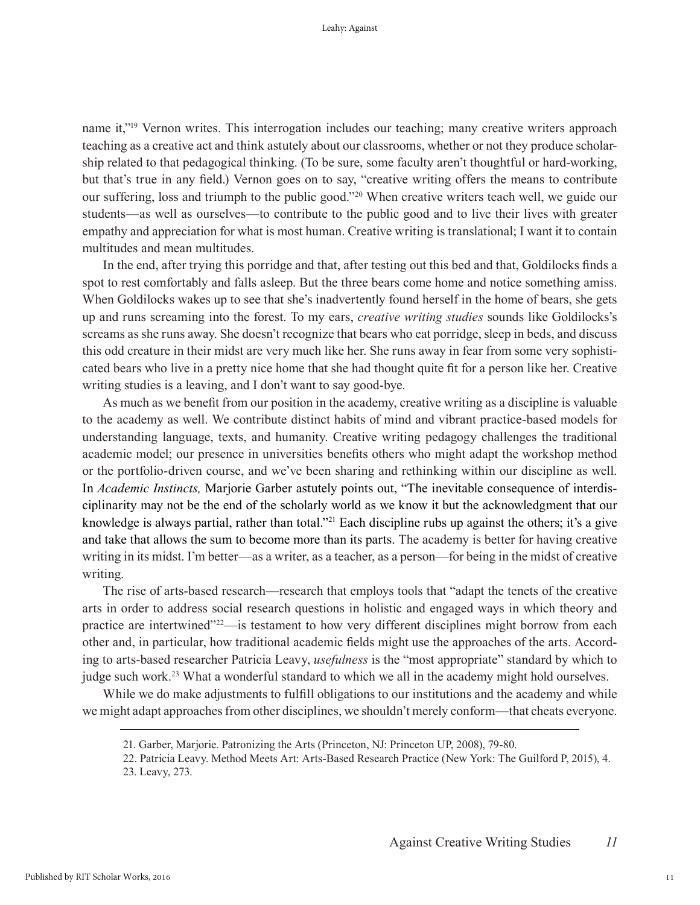name it,"[19] Vernon writes. This interrogation includes our teaching; many creative writers approach teaching as a creative act and think astutely about our classrooms, whether or not they produce scholarship related to that pedagogical thinking. (To be sure, some faculty aren't thoughtful or hard-working, but that's true in any field.) Vernon goes on to say, "creative writing offers the means to contribute our suffering, loss and triumph to the public good."[20] When creative writers teach well, we guide our students—as well as ourselves—to contribute to the public good and to live their lives with greater empathy and appreciation for what is most human. Creative writing is translational; I want it to contain multitudes and mean multitudes.

In the end, after trying this porridge and that, after testing out this bed and that, Goldilocks finds a spot to rest comfortably and falls asleep. But the three bears come home and notice something amiss. When Goldilocks wakes up to see that she's inadvertently found herself in the home of bears, she gets up and runs screaming into the forest. To my ears, *creative writing studies* sounds like Goldilocks's screams as she runs away. She doesn't recognize that bears who eat porridge, sleep in beds, and discuss this odd creature in their midst are very much like her. She runs away in fear from some very sophisticated bears who live in a pretty nice home that she had thought quite fit for a person like her. Creative writing studies is a leaving, and I don't want to say good-bye.

As much as we benefit from our position in the academy, creative writing as a discipline is valuable to the academy as well. We contribute distinct habits of mind and vibrant practice-based models for understanding language, texts, and humanity. Creative writing pedagogy challenges the traditional academic model; our presence in universities benefits others who might adapt the workshop method or the portfolio-driven course, and we've been sharing and rethinking within our discipline as well. In *Academic Instincts,* Marjorie Garber astutely points out, "The inevitable consequence of interdisciplinarity may not be the end of the scholarly world as we know it but the acknowledgment that our knowledge is always partial, rather than total."[21] Each discipline rubs up against the others; it's a give and take that allows the sum to become more than its parts. The academy is better for having creative writing in its midst. I'm better—as a writer, as a teacher, as a person—for being in the midst of creative writing.

The rise of arts-based research—research that employs tools that "adapt the tenets of the creative arts in order to address social research questions in holistic and engaged ways in which theory and practice are intertwined"[22]—is testament to how very different disciplines might borrow from each other and, in particular, how traditional academic fields might use the approaches of the arts. According to arts-based researcher Patricia Leavy, *usefulness* is the "most appropriate" standard by which to judge such work.[23] What a wonderful standard to which we all in the academy might hold ourselves.

While we do make adjustments to fulfill obligations to our institutions and the academy and while we might adapt approaches from other disciplines, we shouldn't merely conform—that cheats everyone.

---

21. Garber, Marjorie. Patronizing the Arts (Princeton, NJ: Princeton UP, 2008), 79-80.
22. Patricia Leavy. Method Meets Art: Arts-Based Research Practice (New York: The Guilford P, 2015), 4.
23. Leavy, 273.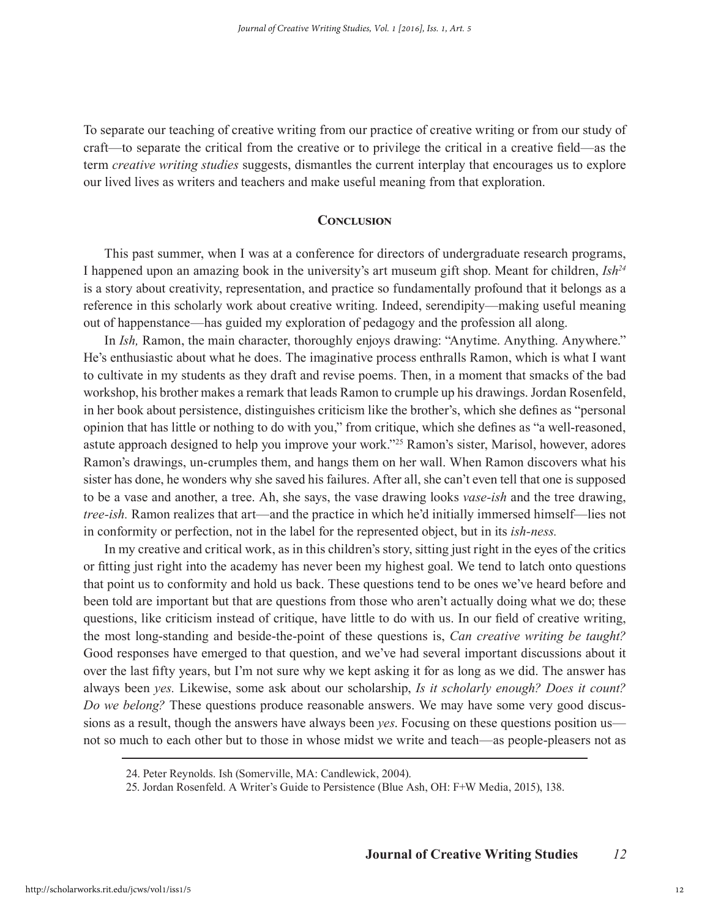To separate our teaching of creative writing from our practice of creative writing or from our study of craft—to separate the critical from the creative or to privilege the critical in a creative field—as the term *creative writing studies* suggests, dismantles the current interplay that encourages us to explore our lived lives as writers and teachers and make useful meaning from that exploration.

## Conclusion

This past summer, when I was at a conference for directors of undergraduate research programs, I happened upon an amazing book in the university's art museum gift shop. Meant for children, *Ish*[24] is a story about creativity, representation, and practice so fundamentally profound that it belongs as a reference in this scholarly work about creative writing. Indeed, serendipity—making useful meaning out of happenstance—has guided my exploration of pedagogy and the profession all along.

In *Ish,* Ramon, the main character, thoroughly enjoys drawing: "Anytime. Anything. Anywhere." He's enthusiastic about what he does. The imaginative process enthralls Ramon, which is what I want to cultivate in my students as they draft and revise poems. Then, in a moment that smacks of the bad workshop, his brother makes a remark that leads Ramon to crumple up his drawings. Jordan Rosenfeld, in her book about persistence, distinguishes criticism like the brother's, which she defines as "personal opinion that has little or nothing to do with you," from critique, which she defines as "a well-reasoned, astute approach designed to help you improve your work."[25] Ramon's sister, Marisol, however, adores Ramon's drawings, un-crumples them, and hangs them on her wall. When Ramon discovers what his sister has done, he wonders why she saved his failures. After all, she can't even tell that one is supposed to be a vase and another, a tree. Ah, she says, the vase drawing looks *vase-ish* and the tree drawing, *tree-ish.* Ramon realizes that art—and the practice in which he'd initially immersed himself—lies not in conformity or perfection, not in the label for the represented object, but in its *ish-ness.*

In my creative and critical work, as in this children's story, sitting just right in the eyes of the critics or fitting just right into the academy has never been my highest goal. We tend to latch onto questions that point us to conformity and hold us back. These questions tend to be ones we've heard before and been told are important but that are questions from those who aren't actually doing what we do; these questions, like criticism instead of critique, have little to do with us. In our field of creative writing, the most long-standing and beside-the-point of these questions is, *Can creative writing be taught?* Good responses have emerged to that question, and we've had several important discussions about it over the last fifty years, but I'm not sure why we kept asking it for as long as we did. The answer has always been *yes.* Likewise, some ask about our scholarship, *Is it scholarly enough? Does it count? Do we belong?* These questions produce reasonable answers. We may have some very good discussions as a result, though the answers have always been *yes*. Focusing on these questions position us—not so much to each other but to those in whose midst we write and teach—as people-pleasers not as

---

24. Peter Reynolds. Ish (Somerville, MA: Candlewick, 2004).

25. Jordan Rosenfeld. A Writer's Guide to Persistence (Blue Ash, OH: F+W Media, 2015), 138.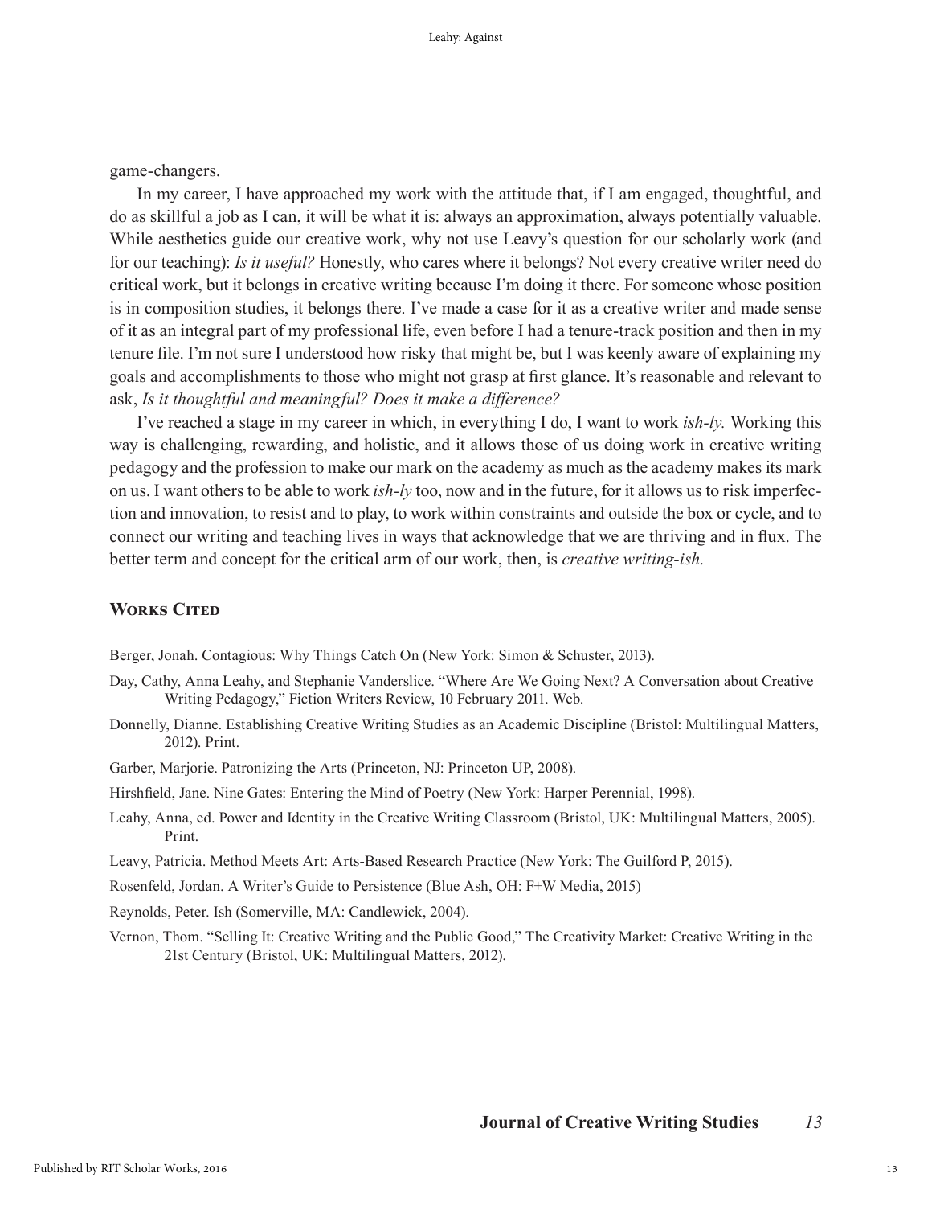game-changers.

In my career, I have approached my work with the attitude that, if I am engaged, thoughtful, and do as skillful a job as I can, it will be what it is: always an approximation, always potentially valuable. While aesthetics guide our creative work, why not use Leavy's question for our scholarly work (and for our teaching): *Is it useful?* Honestly, who cares where it belongs? Not every creative writer need do critical work, but it belongs in creative writing because I'm doing it there. For someone whose position is in composition studies, it belongs there. I've made a case for it as a creative writer and made sense of it as an integral part of my professional life, even before I had a tenure-track position and then in my tenure file. I'm not sure I understood how risky that might be, but I was keenly aware of explaining my goals and accomplishments to those who might not grasp at first glance. It's reasonable and relevant to ask, *Is it thoughtful and meaningful? Does it make a difference?*

I've reached a stage in my career in which, in everything I do, I want to work *ish-ly.* Working this way is challenging, rewarding, and holistic, and it allows those of us doing work in creative writing pedagogy and the profession to make our mark on the academy as much as the academy makes its mark on us. I want others to be able to work *ish-ly* too, now and in the future, for it allows us to risk imperfection and innovation, to resist and to play, to work within constraints and outside the box or cycle, and to connect our writing and teaching lives in ways that acknowledge that we are thriving and in flux. The better term and concept for the critical arm of our work, then, is *creative writing-ish.*

## Works Cited

Berger, Jonah. Contagious: Why Things Catch On (New York: Simon & Schuster, 2013).

Day, Cathy, Anna Leahy, and Stephanie Vanderslice. "Where Are We Going Next? A Conversation about Creative Writing Pedagogy," Fiction Writers Review, 10 February 2011. Web.

Donnelly, Dianne. Establishing Creative Writing Studies as an Academic Discipline (Bristol: Multilingual Matters, 2012). Print.

Garber, Marjorie. Patronizing the Arts (Princeton, NJ: Princeton UP, 2008).

Hirshfield, Jane. Nine Gates: Entering the Mind of Poetry (New York: Harper Perennial, 1998).

Leahy, Anna, ed. Power and Identity in the Creative Writing Classroom (Bristol, UK: Multilingual Matters, 2005). Print.

Leavy, Patricia. Method Meets Art: Arts-Based Research Practice (New York: The Guilford P, 2015).

Rosenfeld, Jordan. A Writer's Guide to Persistence (Blue Ash, OH: F+W Media, 2015)

Reynolds, Peter. Ish (Somerville, MA: Candlewick, 2004).

Vernon, Thom. "Selling It: Creative Writing and the Public Good," The Creativity Market: Creative Writing in the 21st Century (Bristol, UK: Multilingual Matters, 2012).